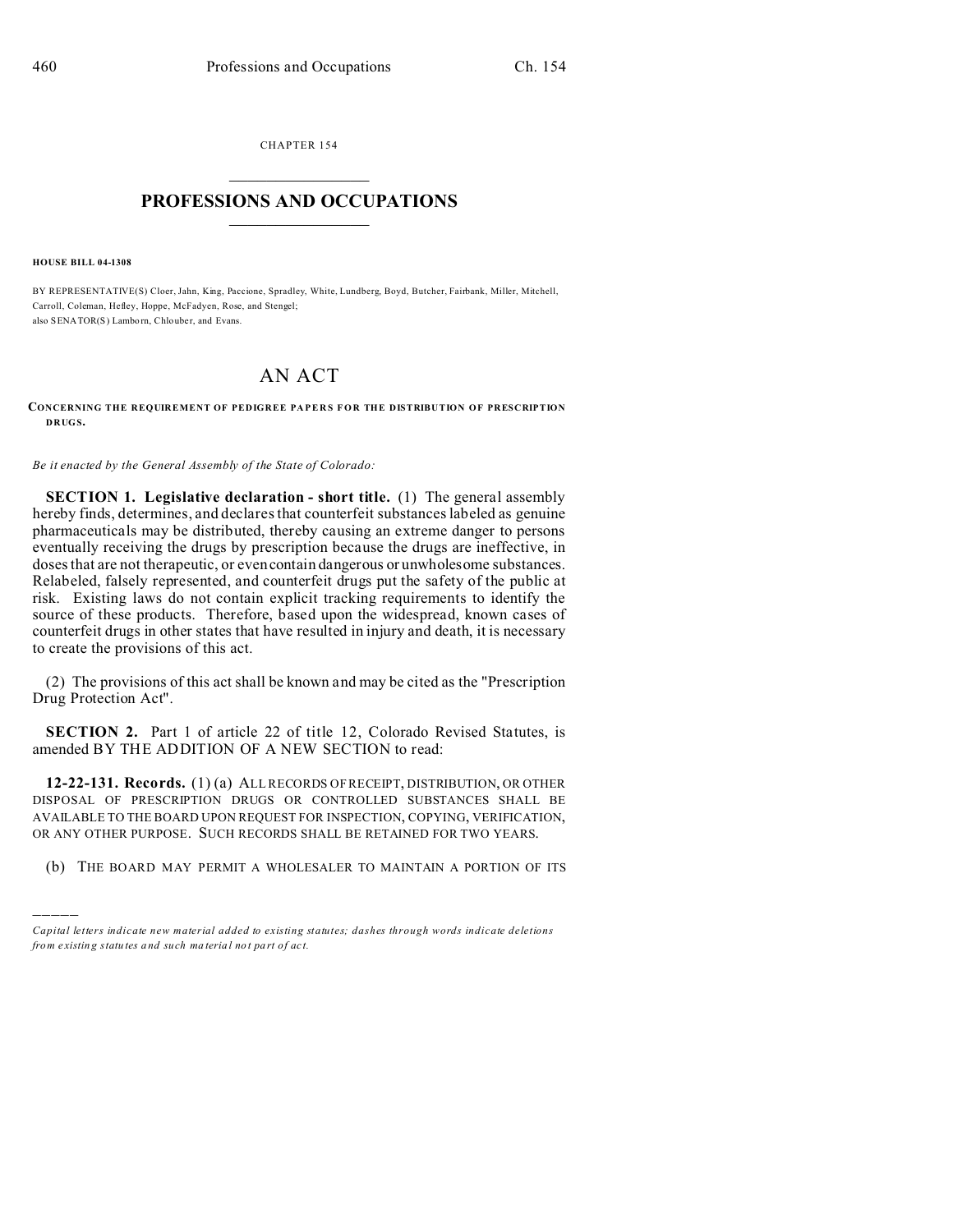CHAPTER 154

# PROFESSIONS AND OCCUPATIONS

**HOUSE BILL 04-1308**

BY REPRESENTATIVE(S) Cloer, Jahn, King, Paccione, Spradley, White, Lundberg, Boyd, Butcher, Fairbank, Miller, Mitchell, Carroll, Coleman, Hefley, Hoppe, McFadyen, Rose, and Stengel;
also SENATOR(S) Lamborn, Chlouber, and Evans.

# AN ACT

**CONCERNING THE REQUIREMENT OF PEDIGREE PAPERS FOR THE DISTRIBUTION OF PRESCRIPTION DRUGS.**

*Be it enacted by the General Assembly of the State of Colorado:*

**SECTION 1. Legislative declaration - short title.** (1) The general assembly hereby finds, determines, and declares that counterfeit substances labeled as genuine pharmaceuticals may be distributed, thereby causing an extreme danger to persons eventually receiving the drugs by prescription because the drugs are ineffective, in doses that are not therapeutic, or even contain dangerous or unwholesome substances. Relabeled, falsely represented, and counterfeit drugs put the safety of the public at risk. Existing laws do not contain explicit tracking requirements to identify the source of these products. Therefore, based upon the widespread, known cases of counterfeit drugs in other states that have resulted in injury and death, it is necessary to create the provisions of this act.

(2) The provisions of this act shall be known and may be cited as the "Prescription Drug Protection Act".

**SECTION 2.** Part 1 of article 22 of title 12, Colorado Revised Statutes, is amended BY THE ADDITION OF A NEW SECTION to read:

**12-22-131. Records.** (1) (a) ALL RECORDS OF RECEIPT, DISTRIBUTION, OR OTHER DISPOSAL OF PRESCRIPTION DRUGS OR CONTROLLED SUBSTANCES SHALL BE AVAILABLE TO THE BOARD UPON REQUEST FOR INSPECTION, COPYING, VERIFICATION, OR ANY OTHER PURPOSE. SUCH RECORDS SHALL BE RETAINED FOR TWO YEARS.

(b) THE BOARD MAY PERMIT A WHOLESALER TO MAINTAIN A PORTION OF ITS

---

*Capital letters indicate new material added to existing statutes; dashes through words indicate deletions from existing statutes and such material not part of act.*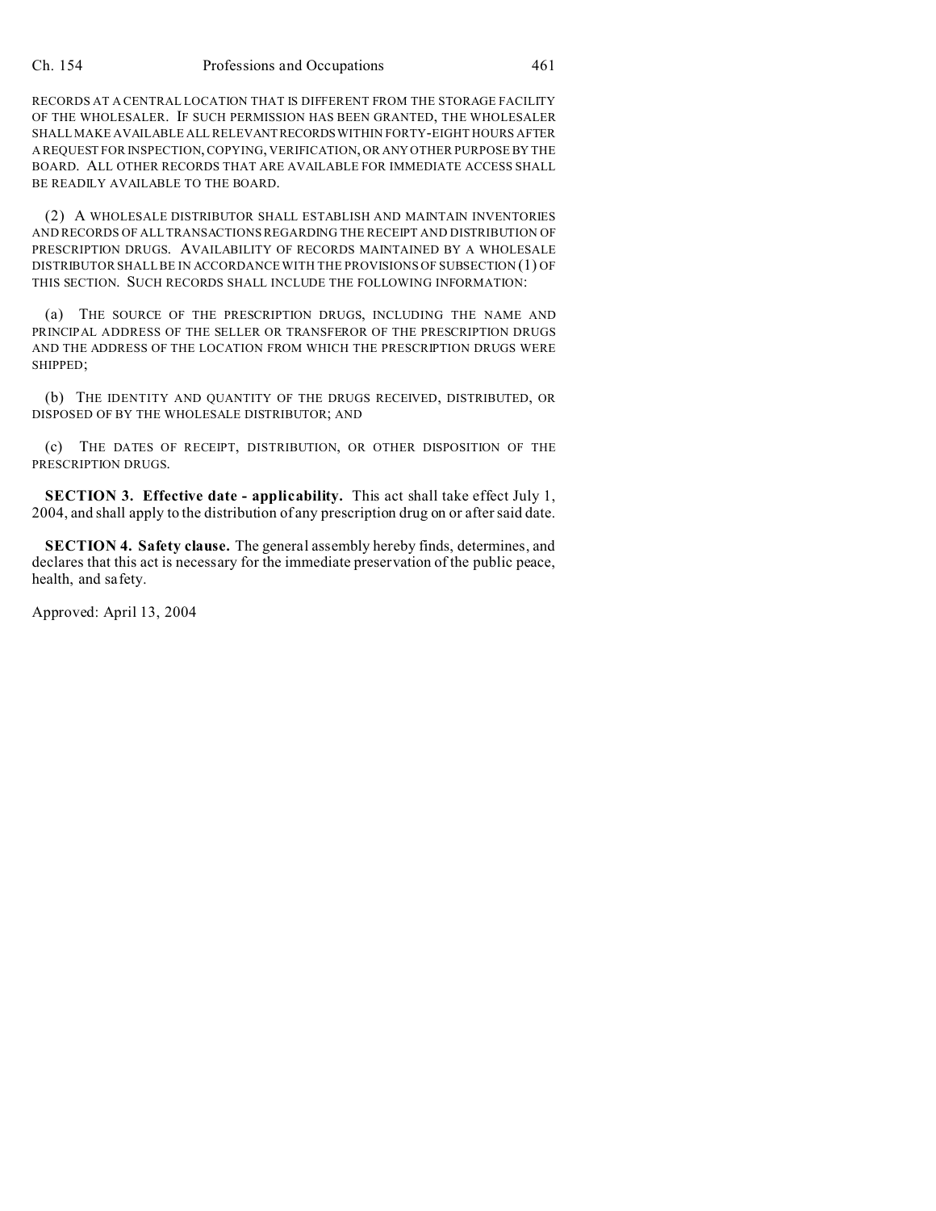RECORDS AT A CENTRAL LOCATION THAT IS DIFFERENT FROM THE STORAGE FACILITY OF THE WHOLESALER. IF SUCH PERMISSION HAS BEEN GRANTED, THE WHOLESALER SHALL MAKE AVAILABLE ALL RELEVANT RECORDS WITHIN FORTY-EIGHT HOURS AFTER A REQUEST FOR INSPECTION, COPYING, VERIFICATION, OR ANY OTHER PURPOSE BY THE BOARD. ALL OTHER RECORDS THAT ARE AVAILABLE FOR IMMEDIATE ACCESS SHALL BE READILY AVAILABLE TO THE BOARD.

(2) A WHOLESALE DISTRIBUTOR SHALL ESTABLISH AND MAINTAIN INVENTORIES AND RECORDS OF ALL TRANSACTIONS REGARDING THE RECEIPT AND DISTRIBUTION OF PRESCRIPTION DRUGS. AVAILABILITY OF RECORDS MAINTAINED BY A WHOLESALE DISTRIBUTOR SHALL BE IN ACCORDANCE WITH THE PROVISIONS OF SUBSECTION (1) OF THIS SECTION. SUCH RECORDS SHALL INCLUDE THE FOLLOWING INFORMATION:

(a) THE SOURCE OF THE PRESCRIPTION DRUGS, INCLUDING THE NAME AND PRINCIPAL ADDRESS OF THE SELLER OR TRANSFEROR OF THE PRESCRIPTION DRUGS AND THE ADDRESS OF THE LOCATION FROM WHICH THE PRESCRIPTION DRUGS WERE SHIPPED;

(b) THE IDENTITY AND QUANTITY OF THE DRUGS RECEIVED, DISTRIBUTED, OR DISPOSED OF BY THE WHOLESALE DISTRIBUTOR; AND

(c) THE DATES OF RECEIPT, DISTRIBUTION, OR OTHER DISPOSITION OF THE PRESCRIPTION DRUGS.

**SECTION 3. Effective date - applicability.** This act shall take effect July 1, 2004, and shall apply to the distribution of any prescription drug on or after said date.

**SECTION 4. Safety clause.** The general assembly hereby finds, determines, and declares that this act is necessary for the immediate preservation of the public peace, health, and safety.

Approved: April 13, 2004